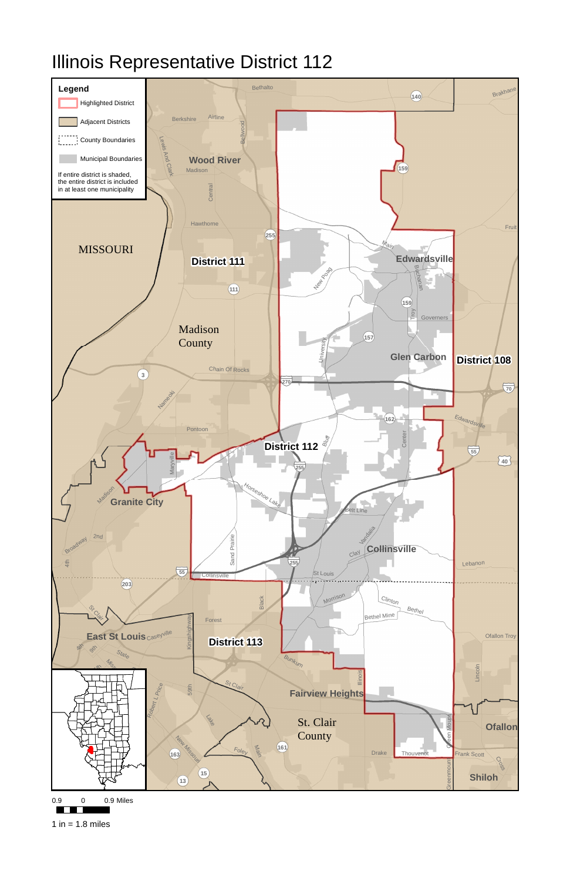# Illinois Representative District 112

**Legend**

Highlighted District

Adjacent Districts

County Boundaries

Municipal Boundaries

If entire district is shaded, the entire district is included in at least one municipality

0.9 0 0.9 Miles

1 in = 1.8 miles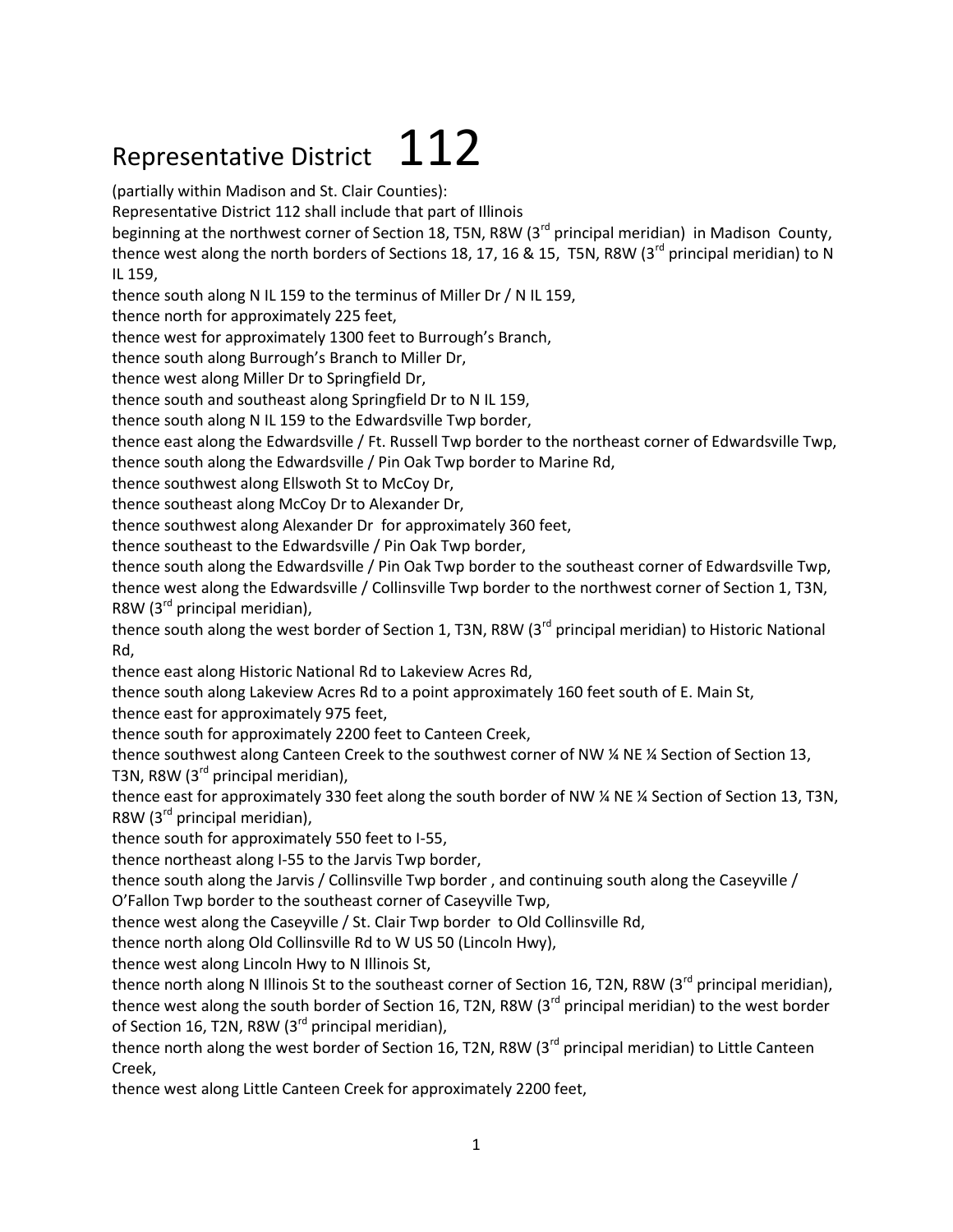# Representative District 112

(partially within Madison and St. Clair Counties):

Representative District 112 shall include that part of Illinois

beginning at the northwest corner of Section 18, T5N, R8W (3rd principal meridian) in Madison County,

thence west along the north borders of Sections 18, 17, 16 & 15, T5N, R8W (3rd principal meridian) to N IL 159,

thence south along N IL 159 to the terminus of Miller Dr / N IL 159,

thence north for approximately 225 feet,

thence west for approximately 1300 feet to Burrough's Branch,

thence south along Burrough's Branch to Miller Dr,

thence west along Miller Dr to Springfield Dr,

thence south and southeast along Springfield Dr to N IL 159,

thence south along N IL 159 to the Edwardsville Twp border,

thence east along the Edwardsville / Ft. Russell Twp border to the northeast corner of Edwardsville Twp,

thence south along the Edwardsville / Pin Oak Twp border to Marine Rd,

thence southwest along Ellswoth St to McCoy Dr,

thence southeast along McCoy Dr to Alexander Dr,

thence southwest along Alexander Dr for approximately 360 feet,

thence southeast to the Edwardsville / Pin Oak Twp border,

thence south along the Edwardsville / Pin Oak Twp border to the southeast corner of Edwardsville Twp,

thence west along the Edwardsville / Collinsville Twp border to the northwest corner of Section 1, T3N, R8W (3rd principal meridian),

thence south along the west border of Section 1, T3N, R8W (3rd principal meridian) to Historic National Rd,

thence east along Historic National Rd to Lakeview Acres Rd,

thence south along Lakeview Acres Rd to a point approximately 160 feet south of E. Main St,

thence east for approximately 975 feet,

thence south for approximately 2200 feet to Canteen Creek,

thence southwest along Canteen Creek to the southwest corner of NW ¼ NE ¼ Section of Section 13, T3N, R8W (3rd principal meridian),

thence east for approximately 330 feet along the south border of NW ¼ NE ¼ Section of Section 13, T3N, R8W (3rd principal meridian),

thence south for approximately 550 feet to I-55,

thence northeast along I-55 to the Jarvis Twp border,

thence south along the Jarvis / Collinsville Twp border , and continuing south along the Caseyville / O'Fallon Twp border to the southeast corner of Caseyville Twp,

thence west along the Caseyville / St. Clair Twp border to Old Collinsville Rd,

thence north along Old Collinsville Rd to W US 50 (Lincoln Hwy),

thence west along Lincoln Hwy to N Illinois St,

thence north along N Illinois St to the southeast corner of Section 16, T2N, R8W (3rd principal meridian),

thence west along the south border of Section 16, T2N, R8W (3rd principal meridian) to the west border of Section 16, T2N, R8W (3rd principal meridian),

thence north along the west border of Section 16, T2N, R8W (3rd principal meridian) to Little Canteen Creek,

thence west along Little Canteen Creek for approximately 2200 feet,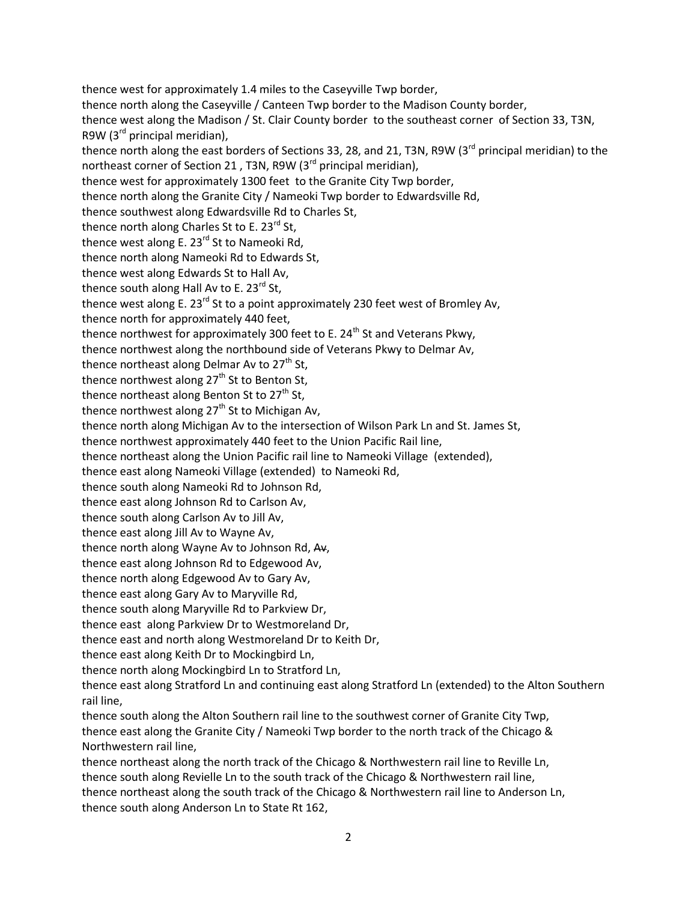thence west for approximately 1.4 miles to the Caseyville Twp border,
thence north along the Caseyville / Canteen Twp border to the Madison County border,
thence west along the Madison / St. Clair County border to the southeast corner of Section 33, T3N, R9W (3rd principal meridian),
thence north along the east borders of Sections 33, 28, and 21, T3N, R9W (3rd principal meridian) to the northeast corner of Section 21 , T3N, R9W (3rd principal meridian),
thence west for approximately 1300 feet to the Granite City Twp border,
thence north along the Granite City / Nameoki Twp border to Edwardsville Rd,
thence southwest along Edwardsville Rd to Charles St,
thence north along Charles St to E. 23rd St,
thence west along E. 23rd St to Nameoki Rd,
thence north along Nameoki Rd to Edwards St,
thence west along Edwards St to Hall Av,
thence south along Hall Av to E. 23rd St,
thence west along E. 23rd St to a point approximately 230 feet west of Bromley Av,
thence north for approximately 440 feet,
thence northwest for approximately 300 feet to E. 24th St and Veterans Pkwy,
thence northwest along the northbound side of Veterans Pkwy to Delmar Av,
thence northeast along Delmar Av to 27th St,
thence northwest along 27th St to Benton St,
thence northeast along Benton St to 27th St,
thence northwest along 27th St to Michigan Av,
thence north along Michigan Av to the intersection of Wilson Park Ln and St. James St,
thence northwest approximately 440 feet to the Union Pacific Rail line,
thence northeast along the Union Pacific rail line to Nameoki Village (extended),
thence east along Nameoki Village (extended) to Nameoki Rd,
thence south along Nameoki Rd to Johnson Rd,
thence east along Johnson Rd to Carlson Av,
thence south along Carlson Av to Jill Av,
thence east along Jill Av to Wayne Av,
thence north along Wayne Av to Johnson Rd, ~~Av~~,
thence east along Johnson Rd to Edgewood Av,
thence north along Edgewood Av to Gary Av,
thence east along Gary Av to Maryville Rd,
thence south along Maryville Rd to Parkview Dr,
thence east along Parkview Dr to Westmoreland Dr,
thence east and north along Westmoreland Dr to Keith Dr,
thence east along Keith Dr to Mockingbird Ln,
thence north along Mockingbird Ln to Stratford Ln,
thence east along Stratford Ln and continuing east along Stratford Ln (extended) to the Alton Southern rail line,
thence south along the Alton Southern rail line to the southwest corner of Granite City Twp,
thence east along the Granite City / Nameoki Twp border to the north track of the Chicago & Northwestern rail line,
thence northeast along the north track of the Chicago & Northwestern rail line to Reville Ln,
thence south along Revielle Ln to the south track of the Chicago & Northwestern rail line,
thence northeast along the south track of the Chicago & Northwestern rail line to Anderson Ln,
thence south along Anderson Ln to State Rt 162,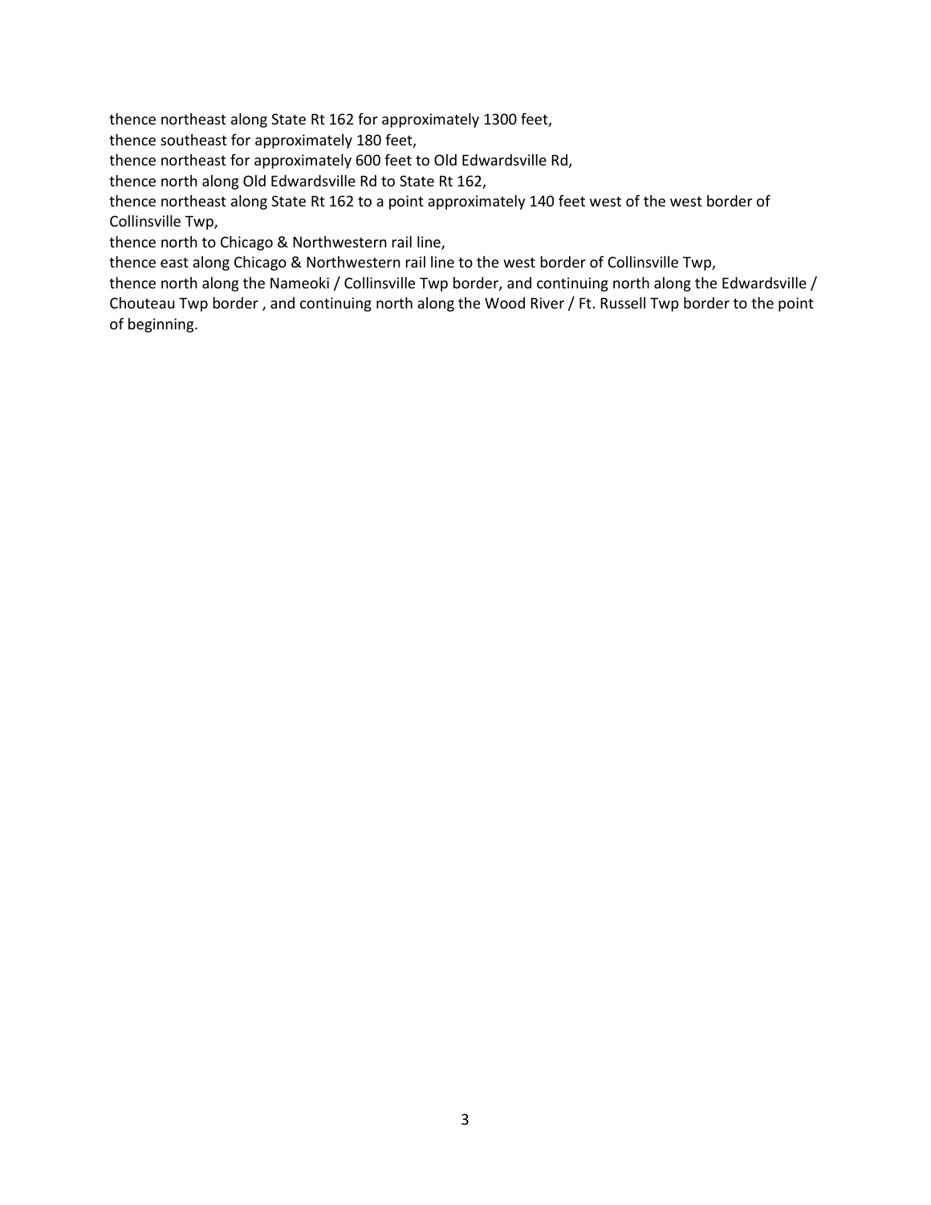thence northeast along State Rt 162 for approximately 1300 feet,
thence southeast for approximately 180 feet,
thence northeast for approximately 600 feet to Old Edwardsville Rd,
thence north along Old Edwardsville Rd to State Rt 162,
thence northeast along State Rt 162 to a point approximately 140 feet west of the west border of Collinsville Twp,
thence north to Chicago & Northwestern rail line,
thence east along Chicago & Northwestern rail line to the west border of Collinsville Twp,
thence north along the Nameoki / Collinsville Twp border, and continuing north along the Edwardsville / Chouteau Twp border , and continuing north along the Wood River / Ft. Russell Twp border to the point of beginning.